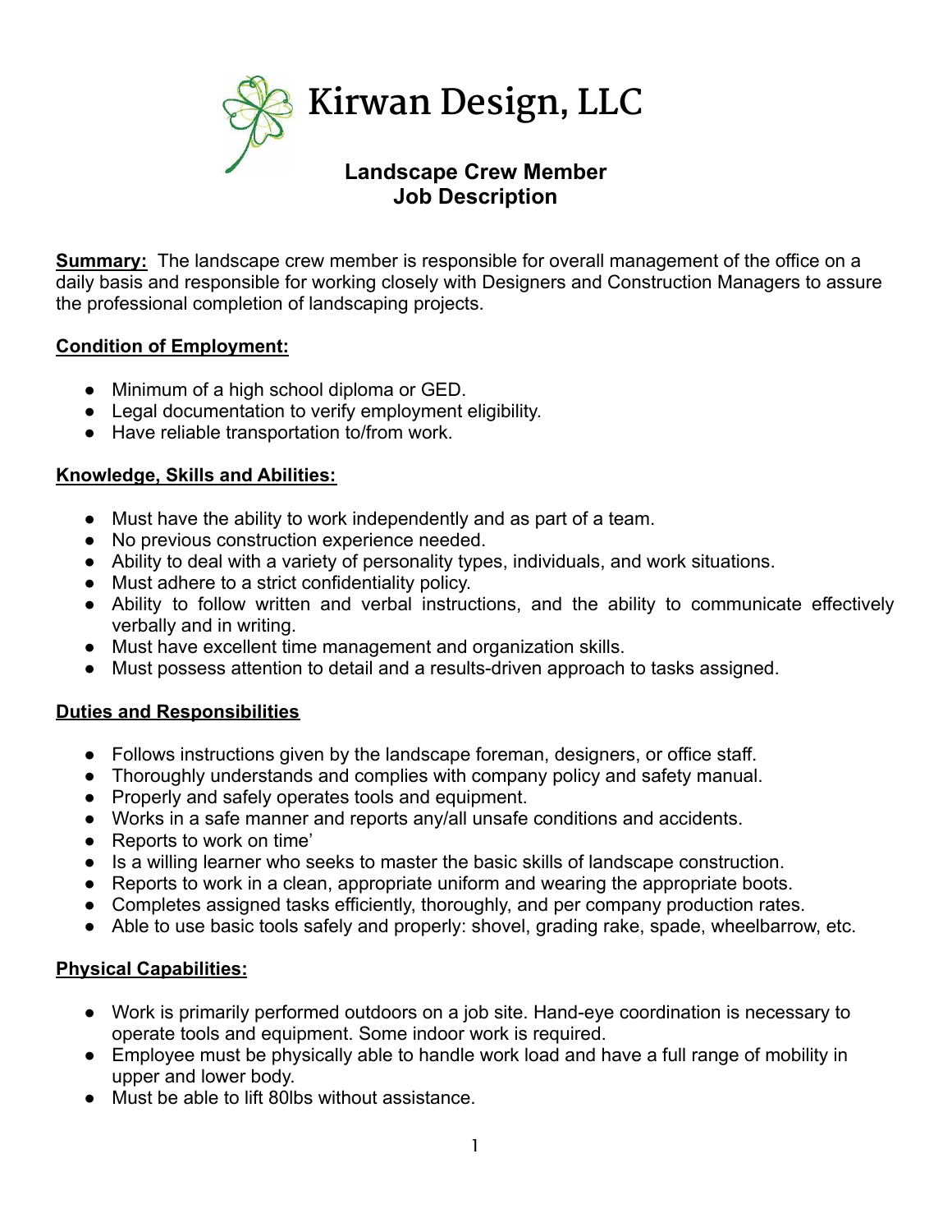# Kirwan Design, LLC

## Landscape Crew Member
## Job Description

**Summary:** The landscape crew member is responsible for overall management of the office on a daily basis and responsible for working closely with Designers and Construction Managers to assure the professional completion of landscaping projects.

**Condition of Employment:**

- Minimum of a high school diploma or GED.
- Legal documentation to verify employment eligibility.
- Have reliable transportation to/from work.

**Knowledge, Skills and Abilities:**

- Must have the ability to work independently and as part of a team.
- No previous construction experience needed.
- Ability to deal with a variety of personality types, individuals, and work situations.
- Must adhere to a strict confidentiality policy.
- Ability to follow written and verbal instructions, and the ability to communicate effectively verbally and in writing.
- Must have excellent time management and organization skills.
- Must possess attention to detail and a results-driven approach to tasks assigned.

**Duties and Responsibilities**

- Follows instructions given by the landscape foreman, designers, or office staff.
- Thoroughly understands and complies with company policy and safety manual.
- Properly and safely operates tools and equipment.
- Works in a safe manner and reports any/all unsafe conditions and accidents.
- Reports to work on time'
- Is a willing learner who seeks to master the basic skills of landscape construction.
- Reports to work in a clean, appropriate uniform and wearing the appropriate boots.
- Completes assigned tasks efficiently, thoroughly, and per company production rates.
- Able to use basic tools safely and properly: shovel, grading rake, spade, wheelbarrow, etc.

**Physical Capabilities:**

- Work is primarily performed outdoors on a job site. Hand-eye coordination is necessary to operate tools and equipment. Some indoor work is required.
- Employee must be physically able to handle work load and have a full range of mobility in upper and lower body.
- Must be able to lift 80lbs without assistance.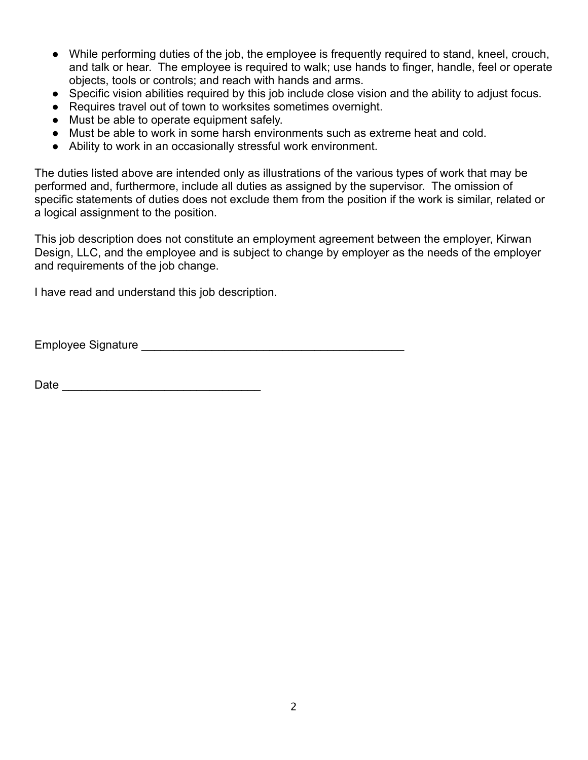- While performing duties of the job, the employee is frequently required to stand, kneel, crouch, and talk or hear. The employee is required to walk; use hands to finger, handle, feel or operate objects, tools or controls; and reach with hands and arms.
- Specific vision abilities required by this job include close vision and the ability to adjust focus.
- Requires travel out of town to worksites sometimes overnight.
- Must be able to operate equipment safely.
- Must be able to work in some harsh environments such as extreme heat and cold.
- Ability to work in an occasionally stressful work environment.

The duties listed above are intended only as illustrations of the various types of work that may be performed and, furthermore, include all duties as assigned by the supervisor. The omission of specific statements of duties does not exclude them from the position if the work is similar, related or a logical assignment to the position.

This job description does not constitute an employment agreement between the employer, Kirwan Design, LLC, and the employee and is subject to change by employer as the needs of the employer and requirements of the job change.

I have read and understand this job description.

Employee Signature ___________________________________________

Date ________________________________